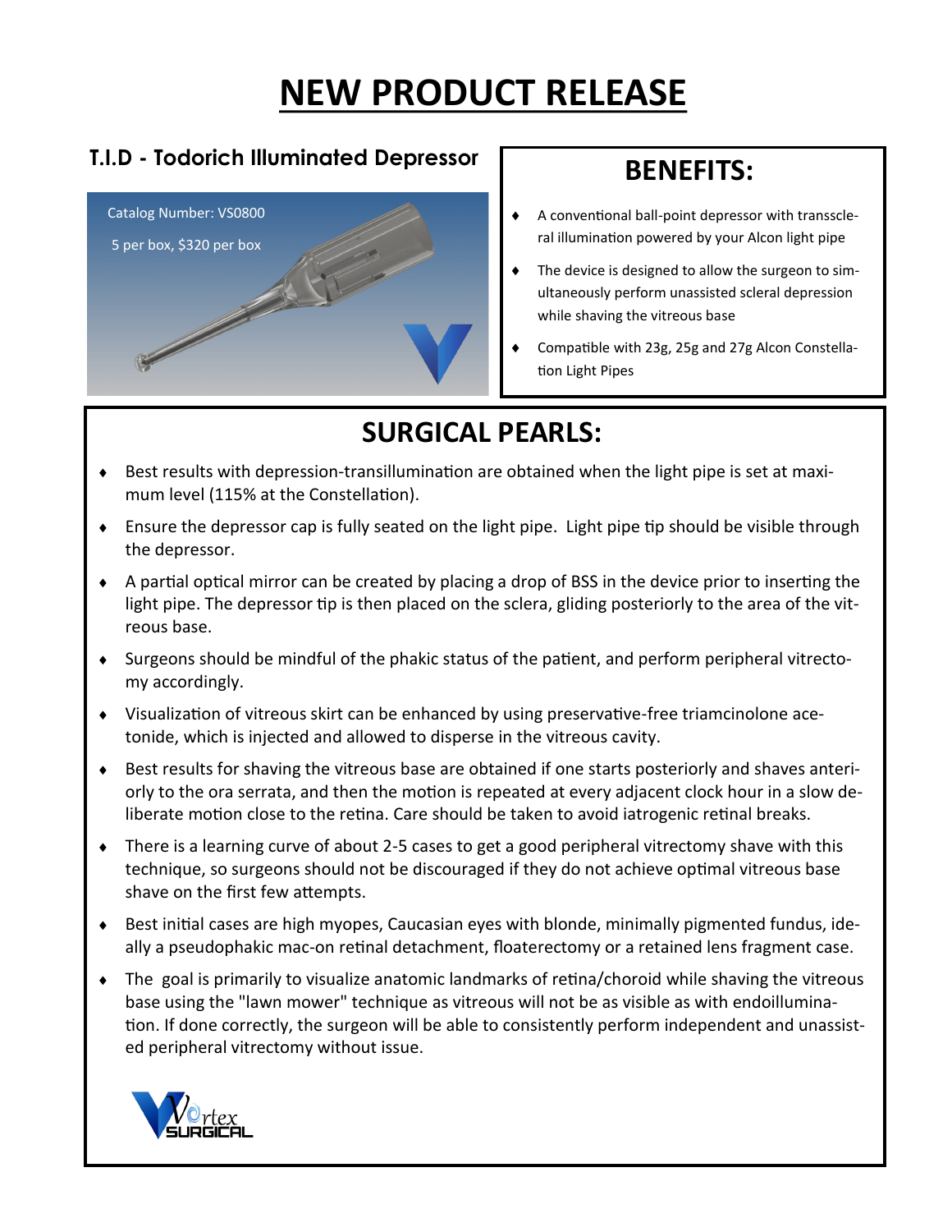# NEW PRODUCT RELEASE

## T.I.D - Todorich Illuminated Depressor

Catalog Number: VS0800

5 per box, $320 per box

## BENEFITS:

- A conventional ball-point depressor with transscleral illumination powered by your Alcon light pipe
- The device is designed to allow the surgeon to simultaneously perform unassisted scleral depression while shaving the vitreous base
- Compatible with 23g, 25g and 27g Alcon Constellation Light Pipes

## SURGICAL PEARLS:

- Best results with depression-transillumination are obtained when the light pipe is set at maximum level (115% at the Constellation).
- Ensure the depressor cap is fully seated on the light pipe. Light pipe tip should be visible through the depressor.
- A partial optical mirror can be created by placing a drop of BSS in the device prior to inserting the light pipe. The depressor tip is then placed on the sclera, gliding posteriorly to the area of the vitreous base.
- Surgeons should be mindful of the phakic status of the patient, and perform peripheral vitrectomy accordingly.
- Visualization of vitreous skirt can be enhanced by using preservative-free triamcinolone acetonide, which is injected and allowed to disperse in the vitreous cavity.
- Best results for shaving the vitreous base are obtained if one starts posteriorly and shaves anteriorly to the ora serrata, and then the motion is repeated at every adjacent clock hour in a slow deliberate motion close to the retina. Care should be taken to avoid iatrogenic retinal breaks.
- There is a learning curve of about 2-5 cases to get a good peripheral vitrectomy shave with this technique, so surgeons should not be discouraged if they do not achieve optimal vitreous base shave on the first few attempts.
- Best initial cases are high myopes, Caucasian eyes with blonde, minimally pigmented fundus, ideally a pseudophakic mac-on retinal detachment, floaterectomy or a retained lens fragment case.
- The goal is primarily to visualize anatomic landmarks of retina/choroid while shaving the vitreous base using the "lawn mower" technique as vitreous will not be as visible as with endoillumination. If done correctly, the surgeon will be able to consistently perform independent and unassisted peripheral vitrectomy without issue.

Vortex SURGICAL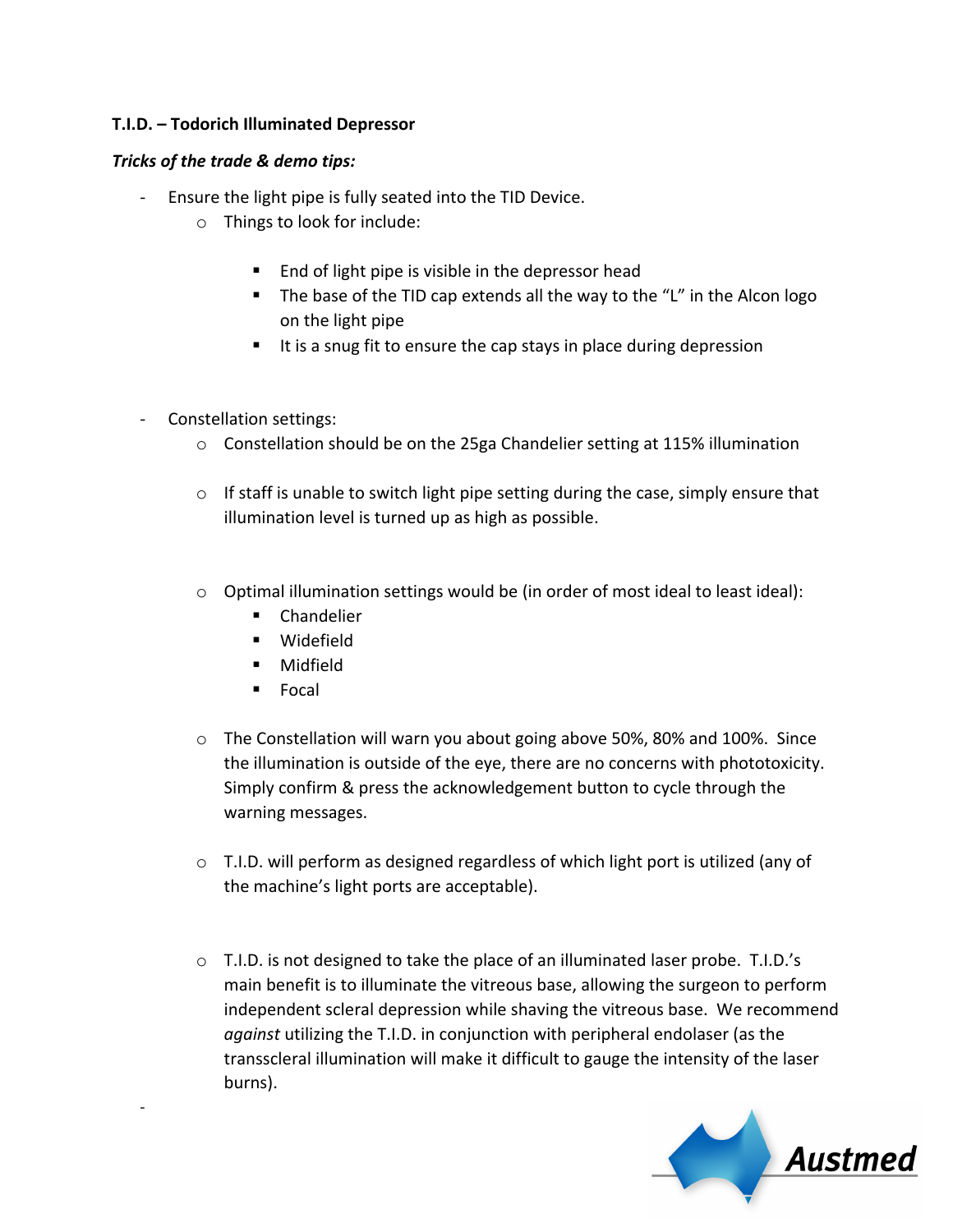**T.I.D. – Todorich Illuminated Depressor**

***Tricks of the trade & demo tips:***

- Ensure the light pipe is fully seated into the TID Device.
  - Things to look for include:
    - End of light pipe is visible in the depressor head
    - The base of the TID cap extends all the way to the "L" in the Alcon logo on the light pipe
    - It is a snug fit to ensure the cap stays in place during depression

- Constellation settings:
  - Constellation should be on the 25ga Chandelier setting at 115% illumination
  - If staff is unable to switch light pipe setting during the case, simply ensure that illumination level is turned up as high as possible.
  - Optimal illumination settings would be (in order of most ideal to least ideal):
    - Chandelier
    - Widefield
    - Midfield
    - Focal
  - The Constellation will warn you about going above 50%, 80% and 100%. Since the illumination is outside of the eye, there are no concerns with phototoxicity. Simply confirm & press the acknowledgement button to cycle through the warning messages.
  - T.I.D. will perform as designed regardless of which light port is utilized (any of the machine's light ports are acceptable).
  - T.I.D. is not designed to take the place of an illuminated laser probe. T.I.D.'s main benefit is to illuminate the vitreous base, allowing the surgeon to perform independent scleral depression while shaving the vitreous base. We recommend *against* utilizing the T.I.D. in conjunction with peripheral endolaser (as the transscleral illumination will make it difficult to gauge the intensity of the laser burns).

Austmed